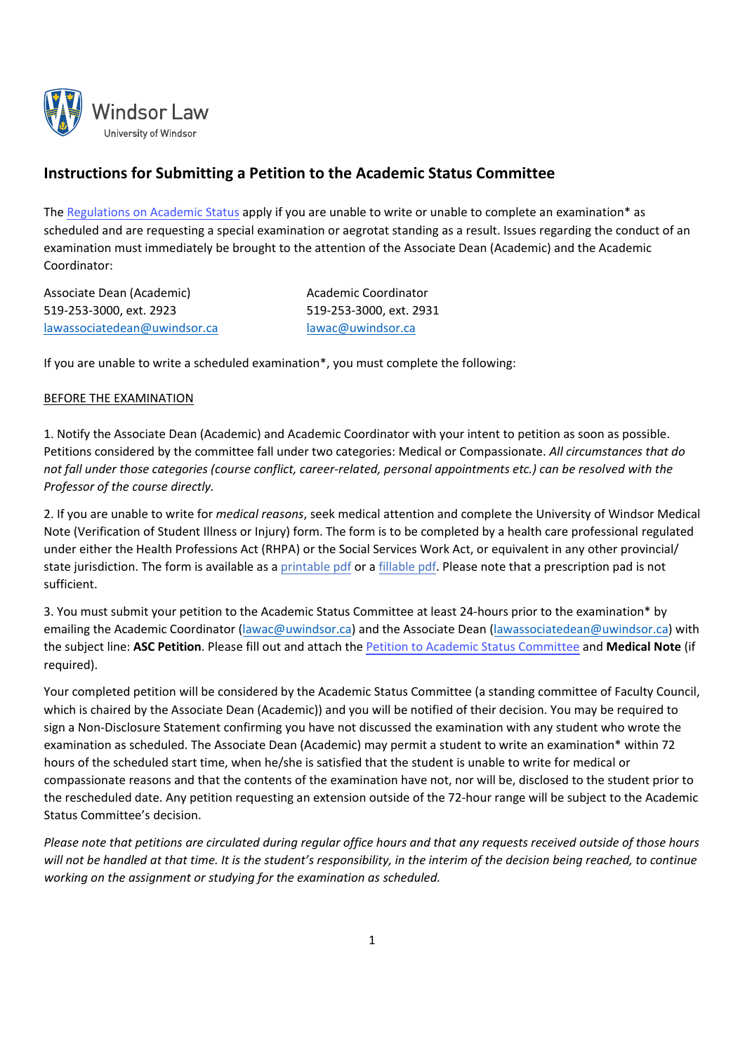Windor Law
University of Windsor

# Instructions for Submitting a Petition to the Academic Status Committee

The Regulations on Academic Status apply if you are unable to write or unable to complete an examination* as scheduled and are requesting a special examination or aegrotat standing as a result. Issues regarding the conduct of an examination must immediately be brought to the attention of the Associate Dean (Academic) and the Academic Coordinator:

Associate Dean (Academic)
519-253-3000, ext. 2923
lawassociatedean@uwindsor.ca

Academic Coordinator
519-253-3000, ext. 2931
lawac@uwindsor.ca

If you are unable to write a scheduled examination*, you must complete the following:

BEFORE THE EXAMINATION

1. Notify the Associate Dean (Academic) and Academic Coordinator with your intent to petition as soon as possible. Petitions considered by the committee fall under two categories: Medical or Compassionate. *All circumstances that do not fall under those categories (course conflict, career-related, personal appointments etc.) can be resolved with the Professor of the course directly.*

2. If you are unable to write for *medical reasons*, seek medical attention and complete the University of Windsor Medical Note (Verification of Student Illness or Injury) form. The form is to be completed by a health care professional regulated under either the Health Professions Act (RHPA) or the Social Services Work Act, or equivalent in any other provincial/ state jurisdiction. The form is available as a printable pdf or a fillable pdf. Please note that a prescription pad is not sufficient.

3. You must submit your petition to the Academic Status Committee at least 24-hours prior to the examination* by emailing the Academic Coordinator (lawac@uwindsor.ca) and the Associate Dean (lawassociatedean@uwindsor.ca) with the subject line: **ASC Petition**. Please fill out and attach the Petition to Academic Status Committee and **Medical Note** (if required).

Your completed petition will be considered by the Academic Status Committee (a standing committee of Faculty Council, which is chaired by the Associate Dean (Academic)) and you will be notified of their decision. You may be required to sign a Non-Disclosure Statement confirming you have not discussed the examination with any student who wrote the examination as scheduled. The Associate Dean (Academic) may permit a student to write an examination* within 72 hours of the scheduled start time, when he/she is satisfied that the student is unable to write for medical or compassionate reasons and that the contents of the examination have not, nor will be, disclosed to the student prior to the rescheduled date. Any petition requesting an extension outside of the 72-hour range will be subject to the Academic Status Committee's decision.

*Please note that petitions are circulated during regular office hours and that any requests received outside of those hours will not be handled at that time. It is the student's responsibility, in the interim of the decision being reached, to continue working on the assignment or studying for the examination as scheduled.*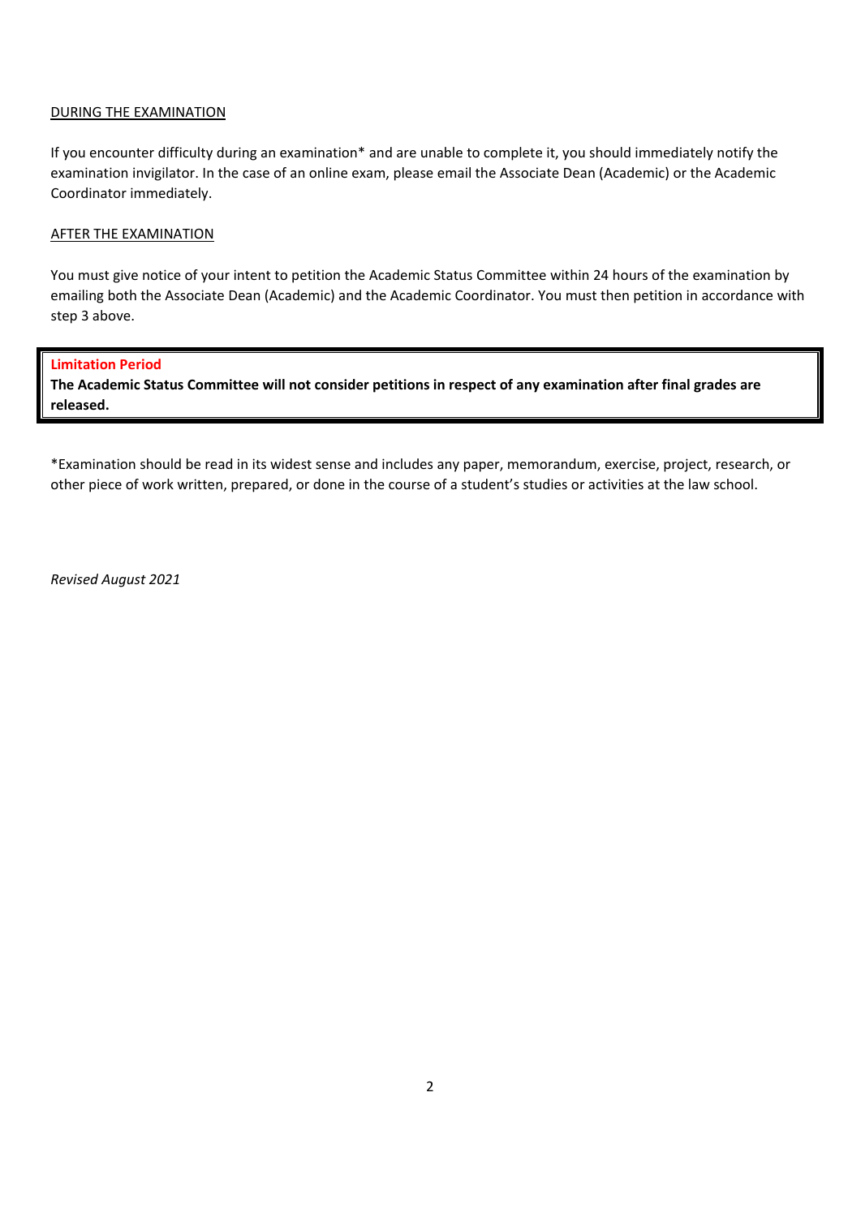DURING THE EXAMINATION

If you encounter difficulty during an examination* and are unable to complete it, you should immediately notify the examination invigilator. In the case of an online exam, please email the Associate Dean (Academic) or the Academic Coordinator immediately.

AFTER THE EXAMINATION

You must give notice of your intent to petition the Academic Status Committee within 24 hours of the examination by emailing both the Associate Dean (Academic) and the Academic Coordinator. You must then petition in accordance with step 3 above.

> **Limitation Period**
> **The Academic Status Committee will not consider petitions in respect of any examination after final grades are released.**

*Examination should be read in its widest sense and includes any paper, memorandum, exercise, project, research, or other piece of work written, prepared, or done in the course of a student's studies or activities at the law school.

*Revised August 2021*